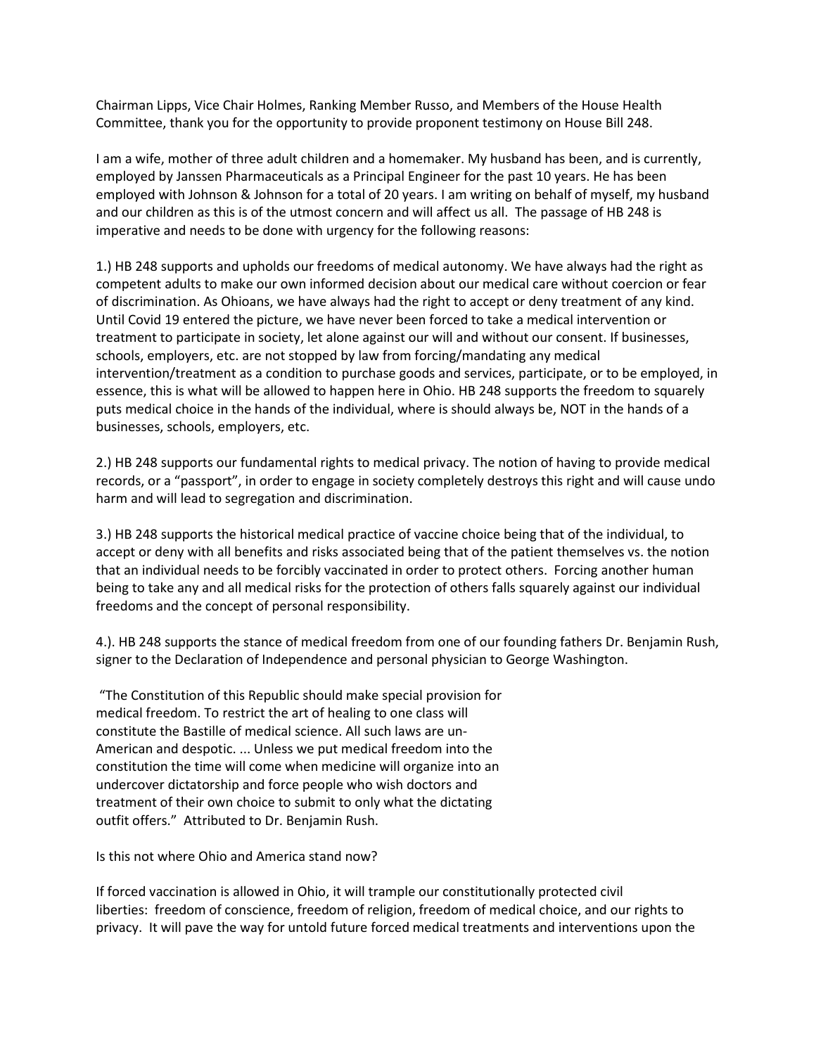Chairman Lipps, Vice Chair Holmes, Ranking Member Russo, and Members of the House Health Committee, thank you for the opportunity to provide proponent testimony on House Bill 248.

I am a wife, mother of three adult children and a homemaker. My husband has been, and is currently, employed by Janssen Pharmaceuticals as a Principal Engineer for the past 10 years. He has been employed with Johnson & Johnson for a total of 20 years. I am writing on behalf of myself, my husband and our children as this is of the utmost concern and will affect us all. The passage of HB 248 is imperative and needs to be done with urgency for the following reasons:

1.) HB 248 supports and upholds our freedoms of medical autonomy. We have always had the right as competent adults to make our own informed decision about our medical care without coercion or fear of discrimination. As Ohioans, we have always had the right to accept or deny treatment of any kind. Until Covid 19 entered the picture, we have never been forced to take a medical intervention or treatment to participate in society, let alone against our will and without our consent. If businesses, schools, employers, etc. are not stopped by law from forcing/mandating any medical intervention/treatment as a condition to purchase goods and services, participate, or to be employed, in essence, this is what will be allowed to happen here in Ohio. HB 248 supports the freedom to squarely puts medical choice in the hands of the individual, where is should always be, NOT in the hands of a businesses, schools, employers, etc.

2.) HB 248 supports our fundamental rights to medical privacy. The notion of having to provide medical records, or a "passport", in order to engage in society completely destroys this right and will cause undo harm and will lead to segregation and discrimination.

3.) HB 248 supports the historical medical practice of vaccine choice being that of the individual, to accept or deny with all benefits and risks associated being that of the patient themselves vs. the notion that an individual needs to be forcibly vaccinated in order to protect others. Forcing another human being to take any and all medical risks for the protection of others falls squarely against our individual freedoms and the concept of personal responsibility.

4.). HB 248 supports the stance of medical freedom from one of our founding fathers Dr. Benjamin Rush, signer to the Declaration of Independence and personal physician to George Washington.

"The Constitution of this Republic should make special provision for medical freedom. To restrict the art of healing to one class will constitute the Bastille of medical science. All such laws are un-American and despotic. ... Unless we put medical freedom into the constitution the time will come when medicine will organize into an undercover dictatorship and force people who wish doctors and treatment of their own choice to submit to only what the dictating outfit offers." Attributed to Dr. Benjamin Rush.

Is this not where Ohio and America stand now?

If forced vaccination is allowed in Ohio, it will trample our constitutionally protected civil liberties: freedom of conscience, freedom of religion, freedom of medical choice, and our rights to privacy. It will pave the way for untold future forced medical treatments and interventions upon the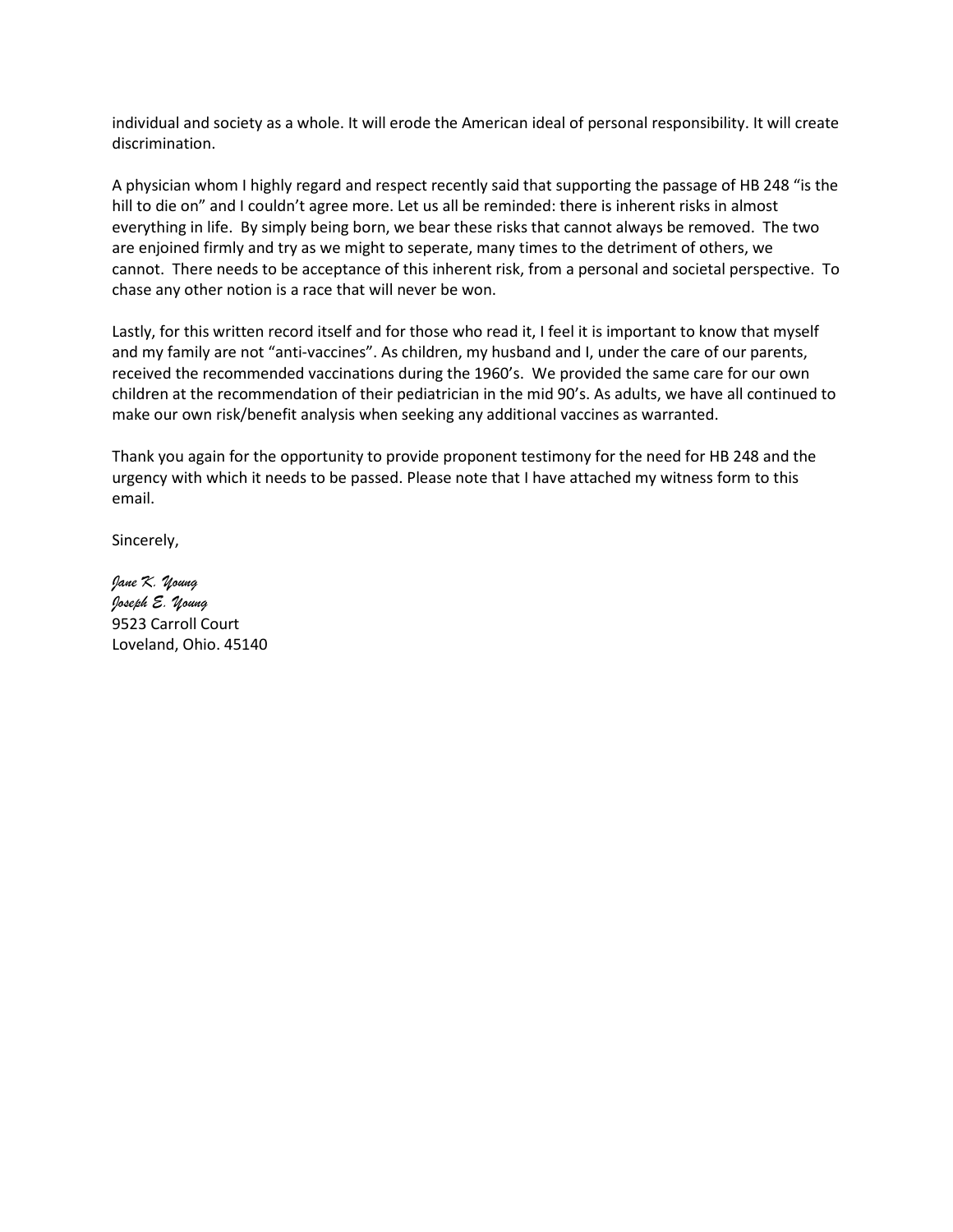individual and society as a whole. It will erode the American ideal of personal responsibility. It will create discrimination.

A physician whom I highly regard and respect recently said that supporting the passage of HB 248 "is the hill to die on" and I couldn't agree more. Let us all be reminded: there is inherent risks in almost everything in life. By simply being born, we bear these risks that cannot always be removed. The two are enjoined firmly and try as we might to seperate, many times to the detriment of others, we cannot. There needs to be acceptance of this inherent risk, from a personal and societal perspective. To chase any other notion is a race that will never be won.

Lastly, for this written record itself and for those who read it, I feel it is important to know that myself and my family are not "anti-vaccines". As children, my husband and I, under the care of our parents, received the recommended vaccinations during the 1960's. We provided the same care for our own children at the recommendation of their pediatrician in the mid 90's. As adults, we have all continued to make our own risk/benefit analysis when seeking any additional vaccines as warranted.

Thank you again for the opportunity to provide proponent testimony for the need for HB 248 and the urgency with which it needs to be passed. Please note that I have attached my witness form to this email.

Sincerely,

*Jane K. Young*
*Joseph E. Young*
9523 Carroll Court
Loveland, Ohio. 45140